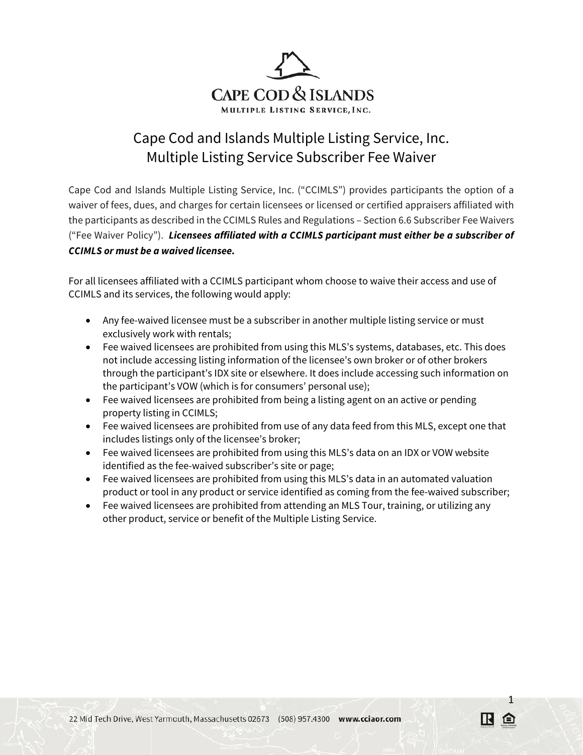# Cape Cod and Islands Multiple Listing Service, Inc.
## Multiple Listing Service Subscriber Fee Waiver

Cape Cod and Islands Multiple Listing Service, Inc. ("CCIMLS") provides participants the option of a waiver of fees, dues, and charges for certain licensees or licensed or certified appraisers affiliated with the participants as described in the CCIMLS Rules and Regulations – Section 6.6 Subscriber Fee Waivers ("Fee Waiver Policy"). ***Licensees affiliated with a CCIMLS participant must either be a subscriber of CCIMLS or must be a waived licensee.***

For all licensees affiliated with a CCIMLS participant whom choose to waive their access and use of CCIMLS and its services, the following would apply:

- Any fee-waived licensee must be a subscriber in another multiple listing service or must exclusively work with rentals;
- Fee waived licensees are prohibited from using this MLS's systems, databases, etc. This does not include accessing listing information of the licensee's own broker or of other brokers through the participant's IDX site or elsewhere. It does include accessing such information on the participant's VOW (which is for consumers' personal use);
- Fee waived licensees are prohibited from being a listing agent on an active or pending property listing in CCIMLS;
- Fee waived licensees are prohibited from use of any data feed from this MLS, except one that includes listings only of the licensee's broker;
- Fee waived licensees are prohibited from using this MLS's data on an IDX or VOW website identified as the fee-waived subscriber's site or page;
- Fee waived licensees are prohibited from using this MLS's data in an automated valuation product or tool in any product or service identified as coming from the fee-waived subscriber;
- Fee waived licensees are prohibited from attending an MLS Tour, training, or utilizing any other product, service or benefit of the Multiple Listing Service.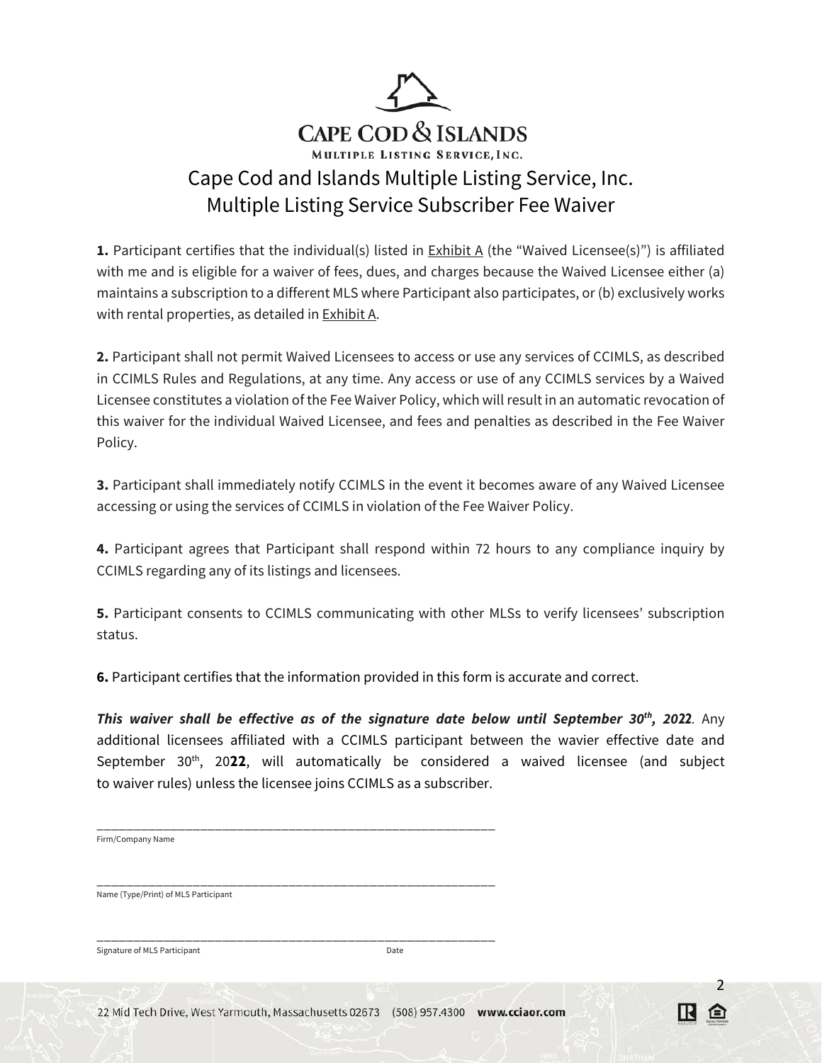# Cape Cod & Islands

MULTIPLE LISTING SERVICE, INC.

## Cape Cod and Islands Multiple Listing Service, Inc.
## Multiple Listing Service Subscriber Fee Waiver

**1.** Participant certifies that the individual(s) listed in Exhibit A (the "Waived Licensee(s)") is affiliated with me and is eligible for a waiver of fees, dues, and charges because the Waived Licensee either (a) maintains a subscription to a different MLS where Participant also participates, or (b) exclusively works with rental properties, as detailed in Exhibit A.

**2.** Participant shall not permit Waived Licensees to access or use any services of CCIMLS, as described in CCIMLS Rules and Regulations, at any time. Any access or use of any CCIMLS services by a Waived Licensee constitutes a violation of the Fee Waiver Policy, which will result in an automatic revocation of this waiver for the individual Waived Licensee, and fees and penalties as described in the Fee Waiver Policy.

**3.** Participant shall immediately notify CCIMLS in the event it becomes aware of any Waived Licensee accessing or using the services of CCIMLS in violation of the Fee Waiver Policy.

**4.** Participant agrees that Participant shall respond within 72 hours to any compliance inquiry by CCIMLS regarding any of its listings and licensees.

**5.** Participant consents to CCIMLS communicating with other MLSs to verify licensees' subscription status.

**6.** Participant certifies that the information provided in this form is accurate and correct.

***This waiver shall be effective as of the signature date below until September 30th, 2022***. Any additional licensees affiliated with a CCIMLS participant between the wavier effective date and September 30th, 20**22**, will automatically be considered a waived licensee (and subject to waiver rules) unless the licensee joins CCIMLS as a subscriber.

\_\_\_\_\_\_\_\_\_\_\_\_\_\_\_\_\_\_\_\_\_\_\_\_\_\_\_\_\_\_\_\_\_\_\_\_\_\_\_\_\_\_\_\_\_\_\_\_\_\_\_\_\_\_\_\_\_\_\_\_
Firm/Company Name

\_\_\_\_\_\_\_\_\_\_\_\_\_\_\_\_\_\_\_\_\_\_\_\_\_\_\_\_\_\_\_\_\_\_\_\_\_\_\_\_\_\_\_\_\_\_\_\_\_\_\_\_\_\_\_\_\_\_\_\_
Name (Type/Print) of MLS Participant

\_\_\_\_\_\_\_\_\_\_\_\_\_\_\_\_\_\_\_\_\_\_\_\_\_\_\_\_\_\_\_\_\_\_\_\_\_\_\_\_\_\_\_\_\_\_\_\_\_\_\_\_\_\_\_\_\_\_\_\_
Signature of MLS Participant Date

22 Mid Tech Drive, West Yarmouth, Massachusetts 02673 (508) 957.4300 **www.cciaor.com**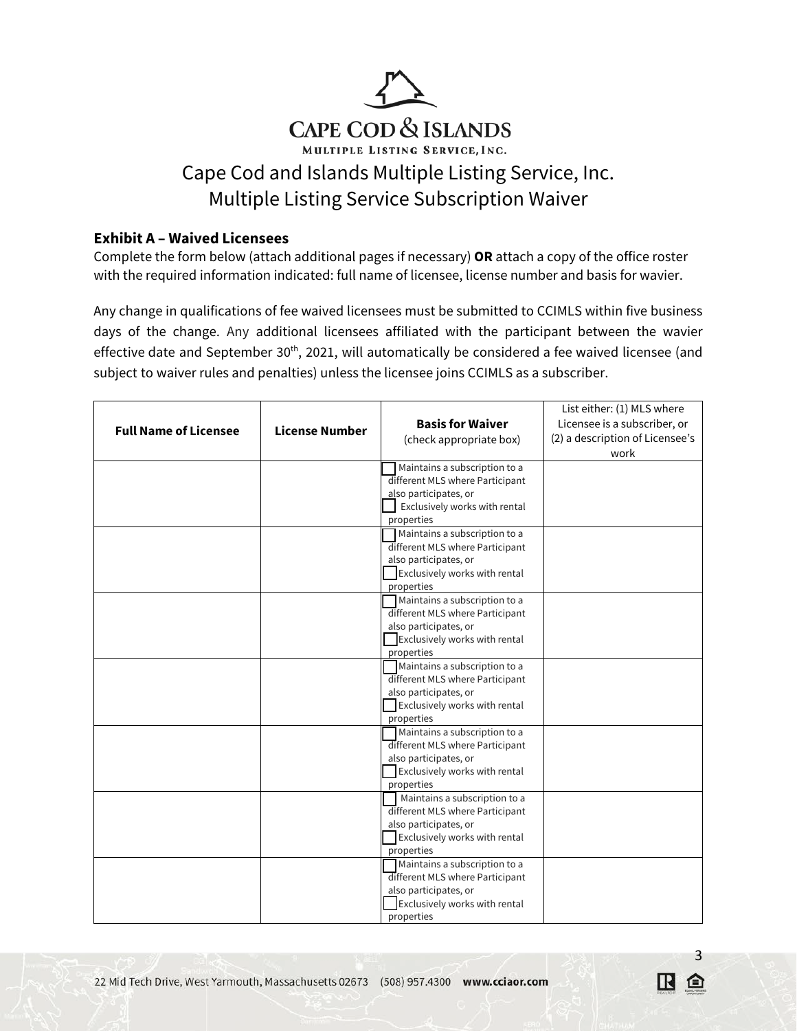CAPE COD & ISLANDS

MULTIPLE LISTING SERVICE, INC.

# Cape Cod and Islands Multiple Listing Service, Inc.
# Multiple Listing Service Subscription Waiver

### Exhibit A – Waived Licensees

Complete the form below (attach additional pages if necessary) **OR** attach a copy of the office roster with the required information indicated: full name of licensee, license number and basis for wavier.

Any change in qualifications of fee waived licensees must be submitted to CCIMLS within five business days of the change. Any additional licensees affiliated with the participant between the wavier effective date and September 30th, 2021, will automatically be considered a fee waived licensee (and subject to waiver rules and penalties) unless the licensee joins CCIMLS as a subscriber.

| **Full Name of Licensee** | **License Number** | **Basis for Waiver** (check appropriate box) | List either: (1) MLS where Licensee is a subscriber, or (2) a description of Licensee's work |
|---|---|---|---|
| | | ☐ Maintains a subscription to a different MLS where Participant also participates, or ☐ Exclusively works with rental properties | |
| | | ☐ Maintains a subscription to a different MLS where Participant also participates, or ☐ Exclusively works with rental properties | |
| | | ☐ Maintains a subscription to a different MLS where Participant also participates, or ☐ Exclusively works with rental properties | |
| | | ☐ Maintains a subscription to a different MLS where Participant also participates, or ☐ Exclusively works with rental properties | |
| | | ☐ Maintains a subscription to a different MLS where Participant also participates, or ☐ Exclusively works with rental properties | |
| | | ☐ Maintains a subscription to a different MLS where Participant also participates, or ☐ Exclusively works with rental properties | |
| | | ☐ Maintains a subscription to a different MLS where Participant also participates, or ☐ Exclusively works with rental properties | |

22 Mid Tech Drive, West Yarmouth, Massachusetts 02673 (508) 957.4300 www.cciaor.com